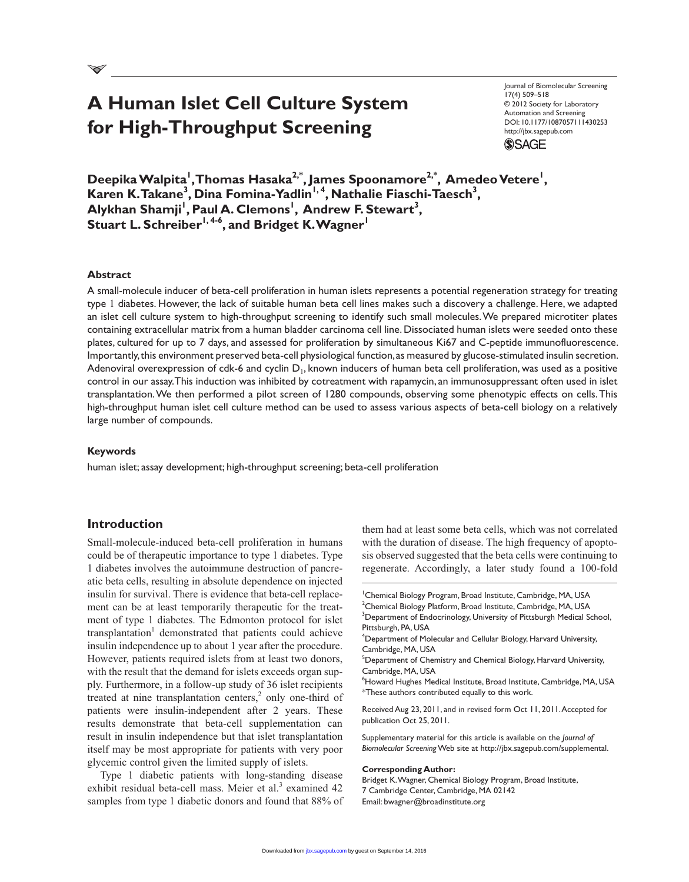# A Human Islet Cell Culture System for High-Throughput Screening

Journal of Biomolecular Screening
17(4) 509–518
© 2012 Society for Laboratory Automation and Screening
DOI: 10.1177/1087057111430253
http://jbx.sagepub.com

**Deepika Walpita[1], Thomas Hasaka[2,*], James Spoonamore[2,*], Amedeo Vetere[1], Karen K. Takane[3], Dina Fomina-Yadlin[1,4], Nathalie Fiaschi-Taesch[3], Alykhan Shamji[1], Paul A. Clemons[1], Andrew F. Stewart[3], Stuart L. Schreiber[1,4-6], and Bridget K. Wagner[1]**

## Abstract

A small-molecule inducer of beta-cell proliferation in human islets represents a potential regeneration strategy for treating type 1 diabetes. However, the lack of suitable human beta cell lines makes such a discovery a challenge. Here, we adapted an islet cell culture system to high-throughput screening to identify such small molecules. We prepared microtiter plates containing extracellular matrix from a human bladder carcinoma cell line. Dissociated human islets were seeded onto these plates, cultured for up to 7 days, and assessed for proliferation by simultaneous Ki67 and C-peptide immunofluorescence. Importantly, this environment preserved beta-cell physiological function, as measured by glucose-stimulated insulin secretion. Adenoviral overexpression of cdk-6 and cyclin $D_1$, known inducers of human beta cell proliferation, was used as a positive control in our assay. This induction was inhibited by cotreatment with rapamycin, an immunosuppressant often used in islet transplantation. We then performed a pilot screen of 1280 compounds, observing some phenotypic effects on cells. This high-throughput human islet cell culture method can be used to assess various aspects of beta-cell biology on a relatively large number of compounds.

## Keywords

human islet; assay development; high-throughput screening; beta-cell proliferation

## Introduction

Small-molecule-induced beta-cell proliferation in humans could be of therapeutic importance to type 1 diabetes. Type 1 diabetes involves the autoimmune destruction of pancreatic beta cells, resulting in absolute dependence on injected insulin for survival. There is evidence that beta-cell replacement can be at least temporarily therapeutic for the treatment of type 1 diabetes. The Edmonton protocol for islet transplantation[1] demonstrated that patients could achieve insulin independence up to about 1 year after the procedure. However, patients required islets from at least two donors, with the result that the demand for islets exceeds organ supply. Furthermore, in a follow-up study of 36 islet recipients treated at nine transplantation centers,[2] only one-third of patients were insulin-independent after 2 years. These results demonstrate that beta-cell supplementation can result in insulin independence but that islet transplantation itself may be most appropriate for patients with very poor glycemic control given the limited supply of islets.

Type 1 diabetic patients with long-standing disease exhibit residual beta-cell mass. Meier et al.[3] examined 42 samples from type 1 diabetic donors and found that 88% of them had at least some beta cells, which was not correlated with the duration of disease. The high frequency of apoptosis observed suggested that the beta cells were continuing to regenerate. Accordingly, a later study found a 100-fold

[1]Chemical Biology Program, Broad Institute, Cambridge, MA, USA
[2]Chemical Biology Platform, Broad Institute, Cambridge, MA, USA
[3]Department of Endocrinology, University of Pittsburgh Medical School, Pittsburgh, PA, USA
[4]Department of Molecular and Cellular Biology, Harvard University, Cambridge, MA, USA
[5]Department of Chemistry and Chemical Biology, Harvard University, Cambridge, MA, USA
[6]Howard Hughes Medical Institute, Broad Institute, Cambridge, MA, USA
*These authors contributed equally to this work.

Received Aug 23, 2011, and in revised form Oct 11, 2011. Accepted for publication Oct 25, 2011.

Supplementary material for this article is available on the *Journal of Biomolecular Screening* Web site at http://jbx.sagepub.com/supplemental.

**Corresponding Author:**
Bridget K. Wagner, Chemical Biology Program, Broad Institute, 7 Cambridge Center, Cambridge, MA 02142
Email: bwagner@broadinstitute.org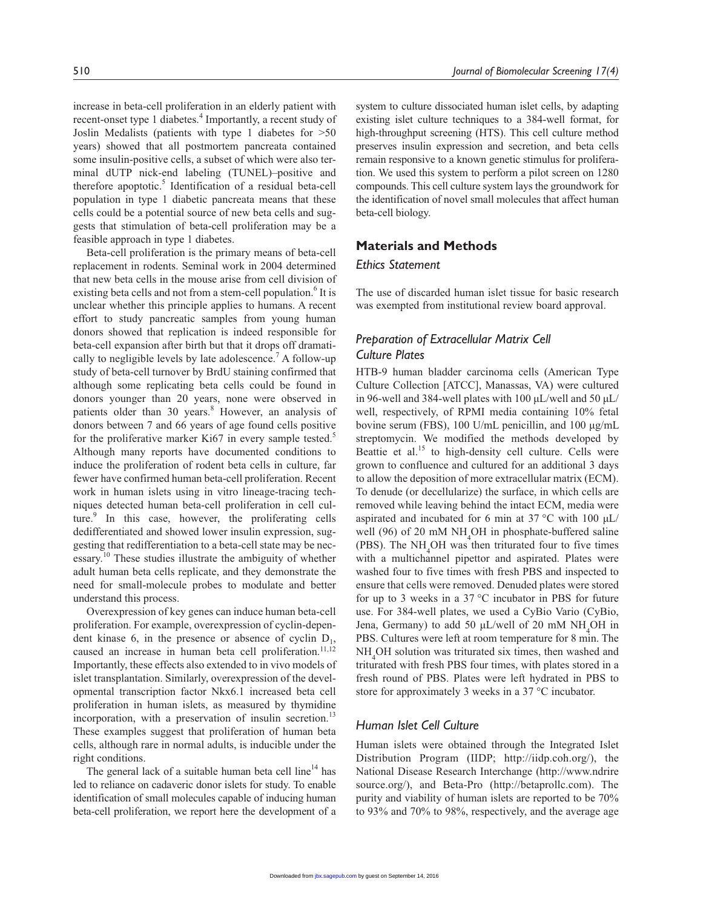increase in beta-cell proliferation in an elderly patient with recent-onset type 1 diabetes.[4] Importantly, a recent study of Joslin Medalists (patients with type 1 diabetes for >50 years) showed that all postmortem pancreata contained some insulin-positive cells, a subset of which were also terminal dUTP nick-end labeling (TUNEL)–positive and therefore apoptotic.[5] Identification of a residual beta-cell population in type 1 diabetic pancreata means that these cells could be a potential source of new beta cells and suggests that stimulation of beta-cell proliferation may be a feasible approach in type 1 diabetes.

Beta-cell proliferation is the primary means of beta-cell replacement in rodents. Seminal work in 2004 determined that new beta cells in the mouse arise from cell division of existing beta cells and not from a stem-cell population.[6] It is unclear whether this principle applies to humans. A recent effort to study pancreatic samples from young human donors showed that replication is indeed responsible for beta-cell expansion after birth but that it drops off dramatically to negligible levels by late adolescence.[7] A follow-up study of beta-cell turnover by BrdU staining confirmed that although some replicating beta cells could be found in donors younger than 20 years, none were observed in patients older than 30 years.[8] However, an analysis of donors between 7 and 66 years of age found cells positive for the proliferative marker Ki67 in every sample tested.[5] Although many reports have documented conditions to induce the proliferation of rodent beta cells in culture, far fewer have confirmed human beta-cell proliferation. Recent work in human islets using in vitro lineage-tracing techniques detected human beta-cell proliferation in cell culture.[9] In this case, however, the proliferating cells dedifferentiated and showed lower insulin expression, suggesting that redifferentiation to a beta-cell state may be necessary.[10] These studies illustrate the ambiguity of whether adult human beta cells replicate, and they demonstrate the need for small-molecule probes to modulate and better understand this process.

Overexpression of key genes can induce human beta-cell proliferation. For example, overexpression of cyclin-dependent kinase 6, in the presence or absence of cyclin $D_1$, caused an increase in human beta cell proliferation.[11,12] Importantly, these effects also extended to in vivo models of islet transplantation. Similarly, overexpression of the developmental transcription factor Nkx6.1 increased beta cell proliferation in human islets, as measured by thymidine incorporation, with a preservation of insulin secretion.[13] These examples suggest that proliferation of human beta cells, although rare in normal adults, is inducible under the right conditions.

The general lack of a suitable human beta cell line[14] has led to reliance on cadaveric donor islets for study. To enable identification of small molecules capable of inducing human beta-cell proliferation, we report here the development of a system to culture dissociated human islet cells, by adapting existing islet culture techniques to a 384-well format, for high-throughput screening (HTS). This cell culture method preserves insulin expression and secretion, and beta cells remain responsive to a known genetic stimulus for proliferation. We used this system to perform a pilot screen on 1280 compounds. This cell culture system lays the groundwork for the identification of novel small molecules that affect human beta-cell biology.

## Materials and Methods

### *Ethics Statement*

The use of discarded human islet tissue for basic research was exempted from institutional review board approval.

### *Preparation of Extracellular Matrix Cell Culture Plates*

HTB-9 human bladder carcinoma cells (American Type Culture Collection [ATCC], Manassas, VA) were cultured in 96-well and 384-well plates with 100 µL/well and 50 µL/well, respectively, of RPMI media containing 10% fetal bovine serum (FBS), 100 U/mL penicillin, and 100 µg/mL streptomycin. We modified the methods developed by Beattie et al.[15] to high-density cell culture. Cells were grown to confluence and cultured for an additional 3 days to allow the deposition of more extracellular matrix (ECM). To denude (or decellularize) the surface, in which cells are removed while leaving behind the intact ECM, media were aspirated and incubated for 6 min at 37 °C with 100 µL/well (96) of 20 mM $NH_4OH$ in phosphate-buffered saline (PBS). The $NH_4OH$ was then triturated four to five times with a multichannel pipettor and aspirated. Plates were washed four to five times with fresh PBS and inspected to ensure that cells were removed. Denuded plates were stored for up to 3 weeks in a 37 °C incubator in PBS for future use. For 384-well plates, we used a CyBio Vario (CyBio, Jena, Germany) to add 50 µL/well of 20 mM $NH_4OH$ in PBS. Cultures were left at room temperature for 8 min. The $NH_4OH$ solution was triturated six times, then washed and triturated with fresh PBS four times, with plates stored in a fresh round of PBS. Plates were left hydrated in PBS to store for approximately 3 weeks in a 37 °C incubator.

### *Human Islet Cell Culture*

Human islets were obtained through the Integrated Islet Distribution Program (IIDP; http://iidp.coh.org/), the National Disease Research Interchange (http://www.ndriresource.org/), and Beta-Pro (http://betaprollc.com). The purity and viability of human islets are reported to be 70% to 93% and 70% to 98%, respectively, and the average age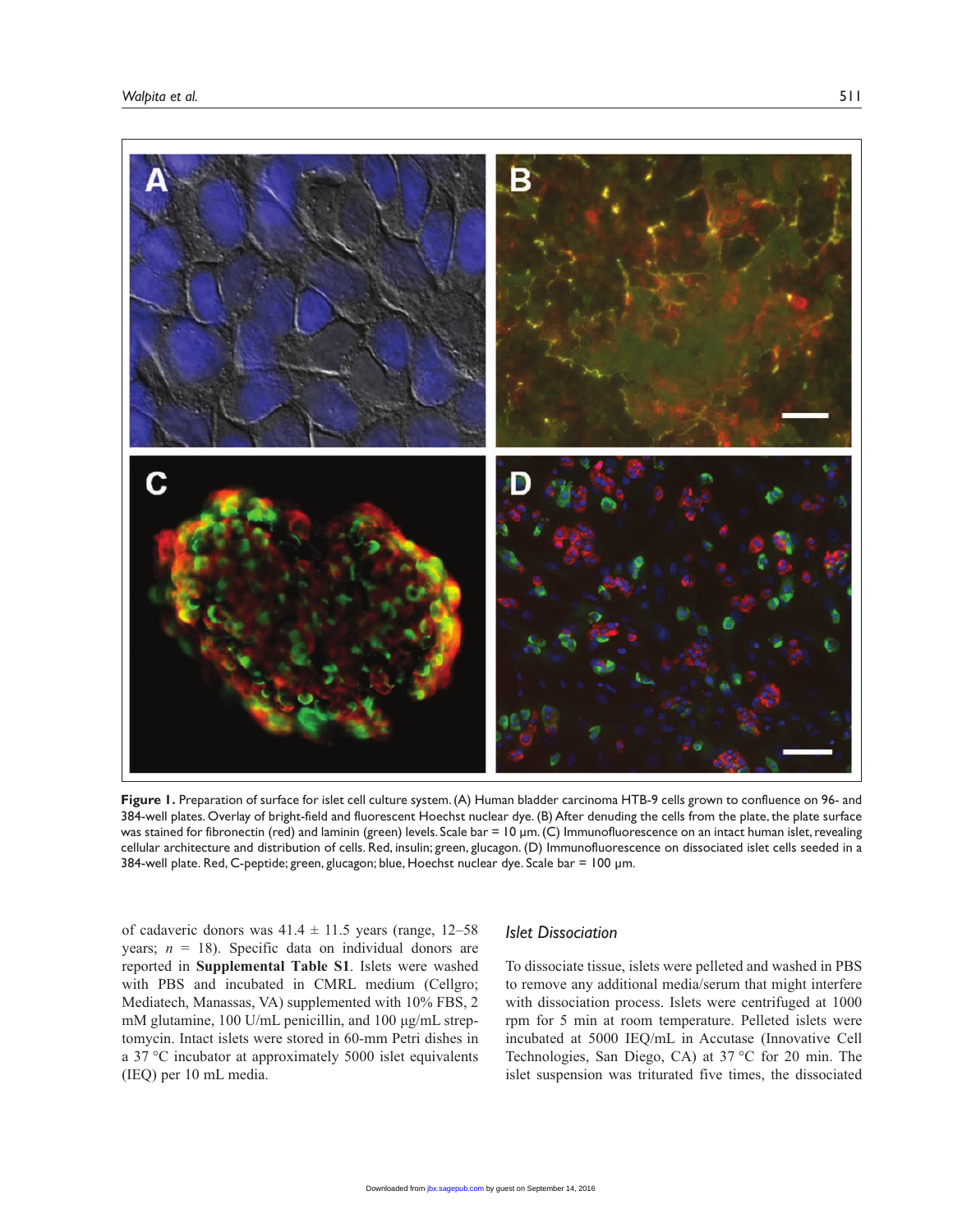**Figure 1.** Preparation of surface for islet cell culture system. (A) Human bladder carcinoma HTB-9 cells grown to confluence on 96- and 384-well plates. Overlay of bright-field and fluorescent Hoechst nuclear dye. (B) After denuding the cells from the plate, the plate surface was stained for fibronectin (red) and laminin (green) levels. Scale bar = 10 µm. (C) Immunofluorescence on an intact human islet, revealing cellular architecture and distribution of cells. Red, insulin; green, glucagon. (D) Immunofluorescence on dissociated islet cells seeded in a 384-well plate. Red, C-peptide; green, glucagon; blue, Hoechst nuclear dye. Scale bar = 100 µm.

of cadaveric donors was 41.4 ± 11.5 years (range, 12–58 years; *n* = 18). Specific data on individual donors are reported in **Supplemental Table S1**. Islets were washed with PBS and incubated in CMRL medium (Cellgro; Mediatech, Manassas, VA) supplemented with 10% FBS, 2 mM glutamine, 100 U/mL penicillin, and 100 µg/mL streptomycin. Intact islets were stored in 60-mm Petri dishes in a 37 °C incubator at approximately 5000 islet equivalents (IEQ) per 10 mL media.

### *Islet Dissociation*

To dissociate tissue, islets were pelleted and washed in PBS to remove any additional media/serum that might interfere with dissociation process. Islets were centrifuged at 1000 rpm for 5 min at room temperature. Pelleted islets were incubated at 5000 IEQ/mL in Accutase (Innovative Cell Technologies, San Diego, CA) at 37 °C for 20 min. The islet suspension was triturated five times, the dissociated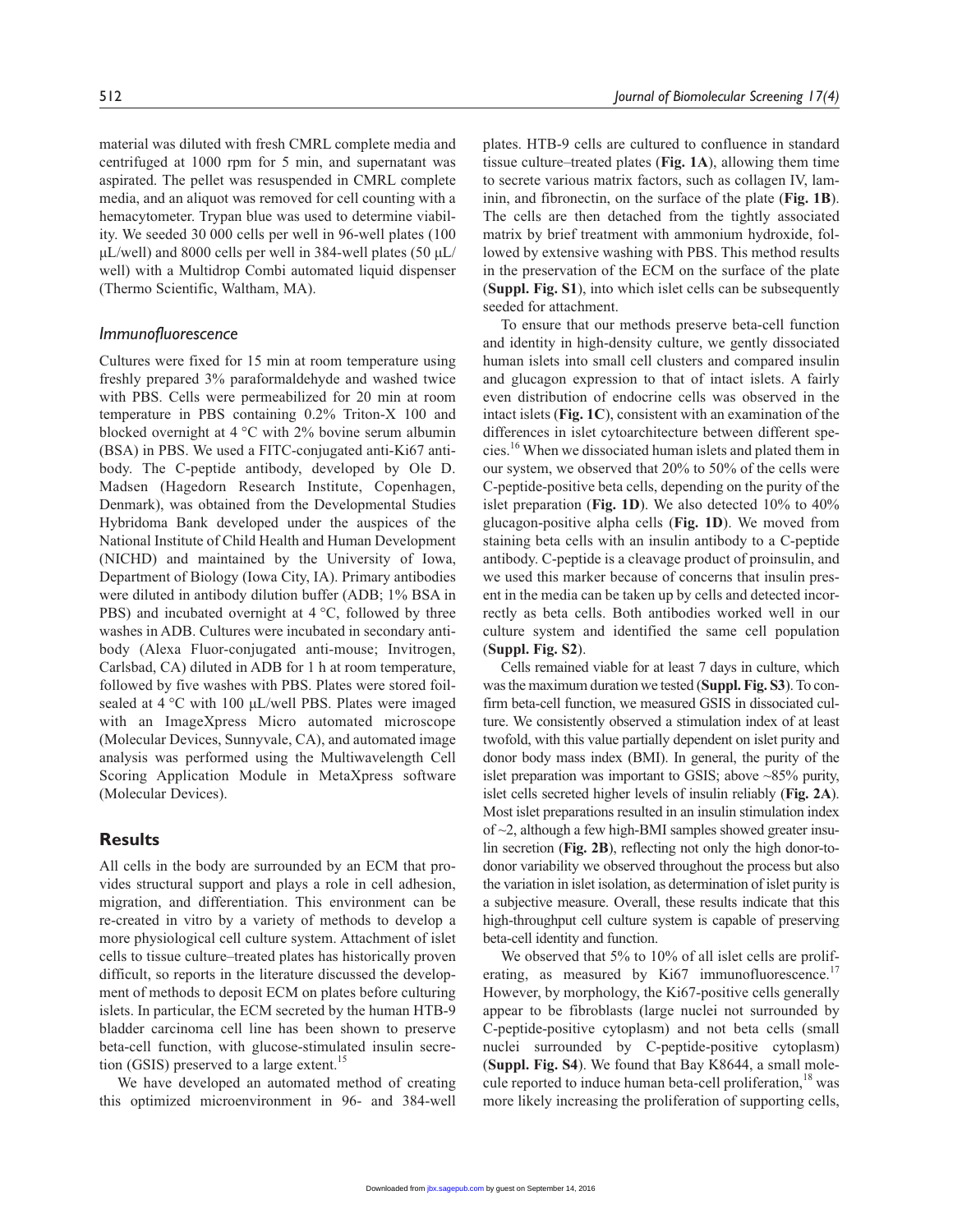material was diluted with fresh CMRL complete media and centrifuged at 1000 rpm for 5 min, and supernatant was aspirated. The pellet was resuspended in CMRL complete media, and an aliquot was removed for cell counting with a hemacytometer. Trypan blue was used to determine viability. We seeded 30 000 cells per well in 96-well plates (100 µL/well) and 8000 cells per well in 384-well plates (50 µL/well) with a Multidrop Combi automated liquid dispenser (Thermo Scientific, Waltham, MA).

### *Immunofluorescence*

Cultures were fixed for 15 min at room temperature using freshly prepared 3% paraformaldehyde and washed twice with PBS. Cells were permeabilized for 20 min at room temperature in PBS containing 0.2% Triton-X 100 and blocked overnight at 4 °C with 2% bovine serum albumin (BSA) in PBS. We used a FITC-conjugated anti-Ki67 antibody. The C-peptide antibody, developed by Ole D. Madsen (Hagedorn Research Institute, Copenhagen, Denmark), was obtained from the Developmental Studies Hybridoma Bank developed under the auspices of the National Institute of Child Health and Human Development (NICHD) and maintained by the University of Iowa, Department of Biology (Iowa City, IA). Primary antibodies were diluted in antibody dilution buffer (ADB; 1% BSA in PBS) and incubated overnight at 4 °C, followed by three washes in ADB. Cultures were incubated in secondary antibody (Alexa Fluor-conjugated anti-mouse; Invitrogen, Carlsbad, CA) diluted in ADB for 1 h at room temperature, followed by five washes with PBS. Plates were stored foil-sealed at 4 °C with 100 µL/well PBS. Plates were imaged with an ImageXpress Micro automated microscope (Molecular Devices, Sunnyvale, CA), and automated image analysis was performed using the Multiwavelength Cell Scoring Application Module in MetaXpress software (Molecular Devices).

## Results

All cells in the body are surrounded by an ECM that provides structural support and plays a role in cell adhesion, migration, and differentiation. This environment can be re-created in vitro by a variety of methods to develop a more physiological cell culture system. Attachment of islet cells to tissue culture–treated plates has historically proven difficult, so reports in the literature discussed the development of methods to deposit ECM on plates before culturing islets. In particular, the ECM secreted by the human HTB-9 bladder carcinoma cell line has been shown to preserve beta-cell function, with glucose-stimulated insulin secretion (GSIS) preserved to a large extent.[15]

We have developed an automated method of creating this optimized microenvironment in 96- and 384-well plates. HTB-9 cells are cultured to confluence in standard tissue culture–treated plates (**Fig. 1A**), allowing them time to secrete various matrix factors, such as collagen IV, laminin, and fibronectin, on the surface of the plate (**Fig. 1B**). The cells are then detached from the tightly associated matrix by brief treatment with ammonium hydroxide, followed by extensive washing with PBS. This method results in the preservation of the ECM on the surface of the plate (**Suppl. Fig. S1**), into which islet cells can be subsequently seeded for attachment.

To ensure that our methods preserve beta-cell function and identity in high-density culture, we gently dissociated human islets into small cell clusters and compared insulin and glucagon expression to that of intact islets. A fairly even distribution of endocrine cells was observed in the intact islets (**Fig. 1C**), consistent with an examination of the differences in islet cytoarchitecture between different species.[16] When we dissociated human islets and plated them in our system, we observed that 20% to 50% of the cells were C-peptide-positive beta cells, depending on the purity of the islet preparation (**Fig. 1D**). We also detected 10% to 40% glucagon-positive alpha cells (**Fig. 1D**). We moved from staining beta cells with an insulin antibody to a C-peptide antibody. C-peptide is a cleavage product of proinsulin, and we used this marker because of concerns that insulin present in the media can be taken up by cells and detected incorrectly as beta cells. Both antibodies worked well in our culture system and identified the same cell population (**Suppl. Fig. S2**).

Cells remained viable for at least 7 days in culture, which was the maximum duration we tested (**Suppl. Fig. S3**). To confirm beta-cell function, we measured GSIS in dissociated culture. We consistently observed a stimulation index of at least twofold, with this value partially dependent on islet purity and donor body mass index (BMI). In general, the purity of the islet preparation was important to GSIS; above ~85% purity, islet cells secreted higher levels of insulin reliably (**Fig. 2A**). Most islet preparations resulted in an insulin stimulation index of ~2, although a few high-BMI samples showed greater insulin secretion (**Fig. 2B**), reflecting not only the high donor-to-donor variability we observed throughout the process but also the variation in islet isolation, as determination of islet purity is a subjective measure. Overall, these results indicate that this high-throughput cell culture system is capable of preserving beta-cell identity and function.

We observed that 5% to 10% of all islet cells are proliferating, as measured by Ki67 immunofluorescence.[17] However, by morphology, the Ki67-positive cells generally appear to be fibroblasts (large nuclei not surrounded by C-peptide-positive cytoplasm) and not beta cells (small nuclei surrounded by C-peptide-positive cytoplasm) (**Suppl. Fig. S4**). We found that Bay K8644, a small molecule reported to induce human beta-cell proliferation,[18] was more likely increasing the proliferation of supporting cells,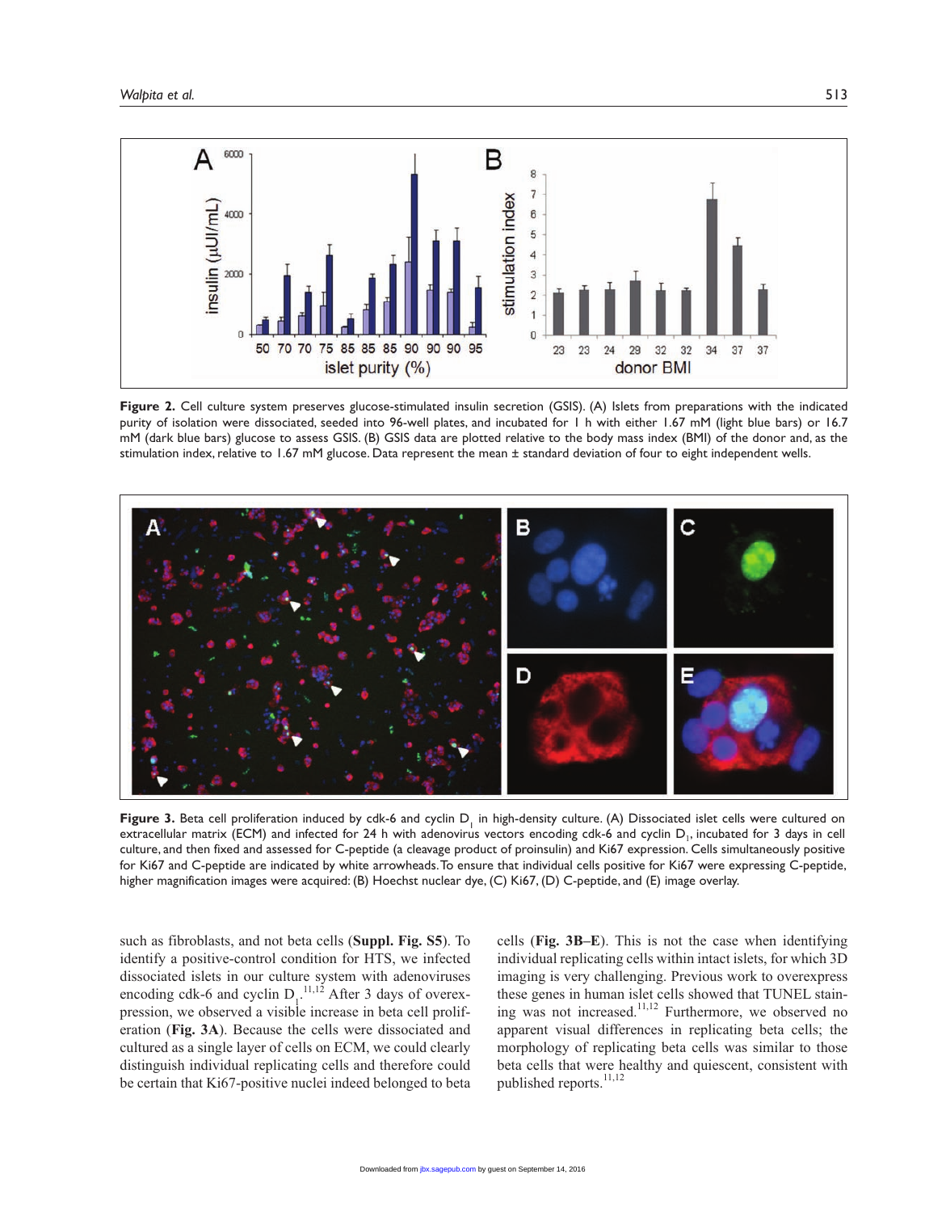**Figure 2.** Cell culture system preserves glucose-stimulated insulin secretion (GSIS). (A) Islets from preparations with the indicated purity of isolation were dissociated, seeded into 96-well plates, and incubated for 1 h with either 1.67 mM (light blue bars) or 16.7 mM (dark blue bars) glucose to assess GSIS. (B) GSIS data are plotted relative to the body mass index (BMI) of the donor and, as the stimulation index, relative to 1.67 mM glucose. Data represent the mean ± standard deviation of four to eight independent wells.

**Figure 3.** Beta cell proliferation induced by cdk-6 and cyclin $D_1$ in high-density culture. (A) Dissociated islet cells were cultured on extracellular matrix (ECM) and infected for 24 h with adenovirus vectors encoding cdk-6 and cyclin $D_1$, incubated for 3 days in cell culture, and then fixed and assessed for C-peptide (a cleavage product of proinsulin) and Ki67 expression. Cells simultaneously positive for Ki67 and C-peptide are indicated by white arrowheads. To ensure that individual cells positive for Ki67 were expressing C-peptide, higher magnification images were acquired: (B) Hoechst nuclear dye, (C) Ki67, (D) C-peptide, and (E) image overlay.

such as fibroblasts, and not beta cells (**Suppl. Fig. S5**). To identify a positive-control condition for HTS, we infected dissociated islets in our culture system with adenoviruses encoding cdk-6 and cyclin $D_1$.[11,12] After 3 days of overexpression, we observed a visible increase in beta cell proliferation (**Fig. 3A**). Because the cells were dissociated and cultured as a single layer of cells on ECM, we could clearly distinguish individual replicating cells and therefore could be certain that Ki67-positive nuclei indeed belonged to beta cells (**Fig. 3B–E**). This is not the case when identifying individual replicating cells within intact islets, for which 3D imaging is very challenging. Previous work to overexpress these genes in human islet cells showed that TUNEL staining was not increased.[11,12] Furthermore, we observed no apparent visual differences in replicating beta cells; the morphology of replicating beta cells was similar to those beta cells that were healthy and quiescent, consistent with published reports.[11,12]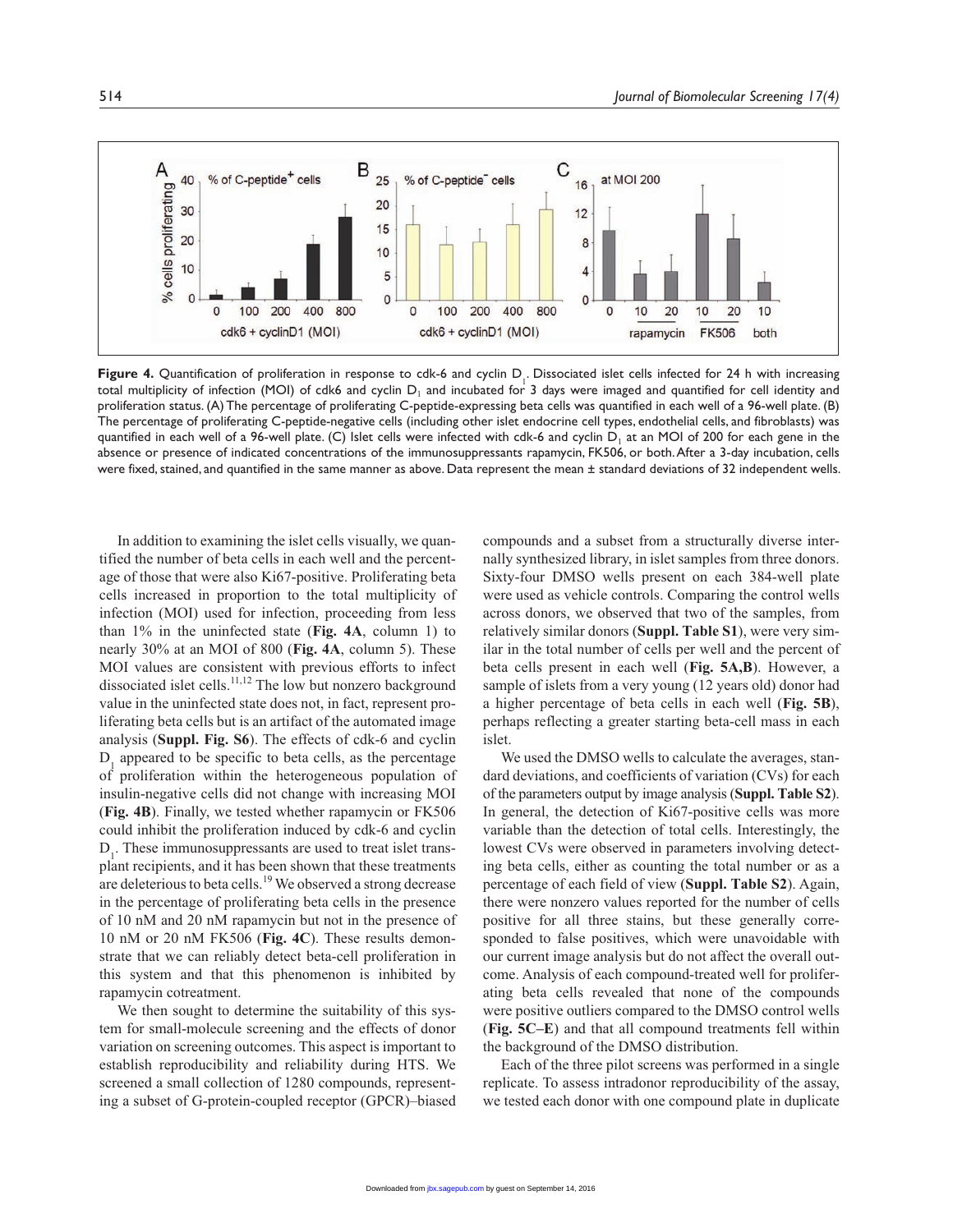**Figure 4.** Quantification of proliferation in response to cdk-6 and cyclin $D_1$. Dissociated islet cells infected for 24 h with increasing total multiplicity of infection (MOI) of cdk6 and cyclin $D_1$ and incubated for 3 days were imaged and quantified for cell identity and proliferation status. (A) The percentage of proliferating C-peptide-expressing beta cells was quantified in each well of a 96-well plate. (B) The percentage of proliferating C-peptide-negative cells (including other islet endocrine cell types, endothelial cells, and fibroblasts) was quantified in each well of a 96-well plate. (C) Islet cells were infected with cdk-6 and cyclin $D_1$ at an MOI of 200 for each gene in the absence or presence of indicated concentrations of the immunosuppressants rapamycin, FK506, or both. After a 3-day incubation, cells were fixed, stained, and quantified in the same manner as above. Data represent the mean ± standard deviations of 32 independent wells.

In addition to examining the islet cells visually, we quantified the number of beta cells in each well and the percentage of those that were also Ki67-positive. Proliferating beta cells increased in proportion to the total multiplicity of infection (MOI) used for infection, proceeding from less than 1% in the uninfected state (**Fig. 4A**, column 1) to nearly 30% at an MOI of 800 (**Fig. 4A**, column 5). These MOI values are consistent with previous efforts to infect dissociated islet cells.[11,12] The low but nonzero background value in the uninfected state does not, in fact, represent proliferating beta cells but is an artifact of the automated image analysis (**Suppl. Fig. S6**). The effects of cdk-6 and cyclin $D_1$ appeared to be specific to beta cells, as the percentage of proliferation within the heterogeneous population of insulin-negative cells did not change with increasing MOI (**Fig. 4B**). Finally, we tested whether rapamycin or FK506 could inhibit the proliferation induced by cdk-6 and cyclin $D_1$. These immunosuppressants are used to treat islet transplant recipients, and it has been shown that these treatments are deleterious to beta cells.[19] We observed a strong decrease in the percentage of proliferating beta cells in the presence of 10 nM and 20 nM rapamycin but not in the presence of 10 nM or 20 nM FK506 (**Fig. 4C**). These results demonstrate that we can reliably detect beta-cell proliferation in this system and that this phenomenon is inhibited by rapamycin cotreatment.

We then sought to determine the suitability of this system for small-molecule screening and the effects of donor variation on screening outcomes. This aspect is important to establish reproducibility and reliability during HTS. We screened a small collection of 1280 compounds, representing a subset of G-protein-coupled receptor (GPCR)–biased compounds and a subset from a structurally diverse internally synthesized library, in islet samples from three donors. Sixty-four DMSO wells present on each 384-well plate were used as vehicle controls. Comparing the control wells across donors, we observed that two of the samples, from relatively similar donors (**Suppl. Table S1**), were very similar in the total number of cells per well and the percent of beta cells present in each well (**Fig. 5A,B**). However, a sample of islets from a very young (12 years old) donor had a higher percentage of beta cells in each well (**Fig. 5B**), perhaps reflecting a greater starting beta-cell mass in each islet.

We used the DMSO wells to calculate the averages, standard deviations, and coefficients of variation (CVs) for each of the parameters output by image analysis (**Suppl. Table S2**). In general, the detection of Ki67-positive cells was more variable than the detection of total cells. Interestingly, the lowest CVs were observed in parameters involving detecting beta cells, either as counting the total number or as a percentage of each field of view (**Suppl. Table S2**). Again, there were nonzero values reported for the number of cells positive for all three stains, but these generally corresponded to false positives, which were unavoidable with our current image analysis but do not affect the overall outcome. Analysis of each compound-treated well for proliferating beta cells revealed that none of the compounds were positive outliers compared to the DMSO control wells (**Fig. 5C–E**) and that all compound treatments fell within the background of the DMSO distribution.

Each of the three pilot screens was performed in a single replicate. To assess intradonor reproducibility of the assay, we tested each donor with one compound plate in duplicate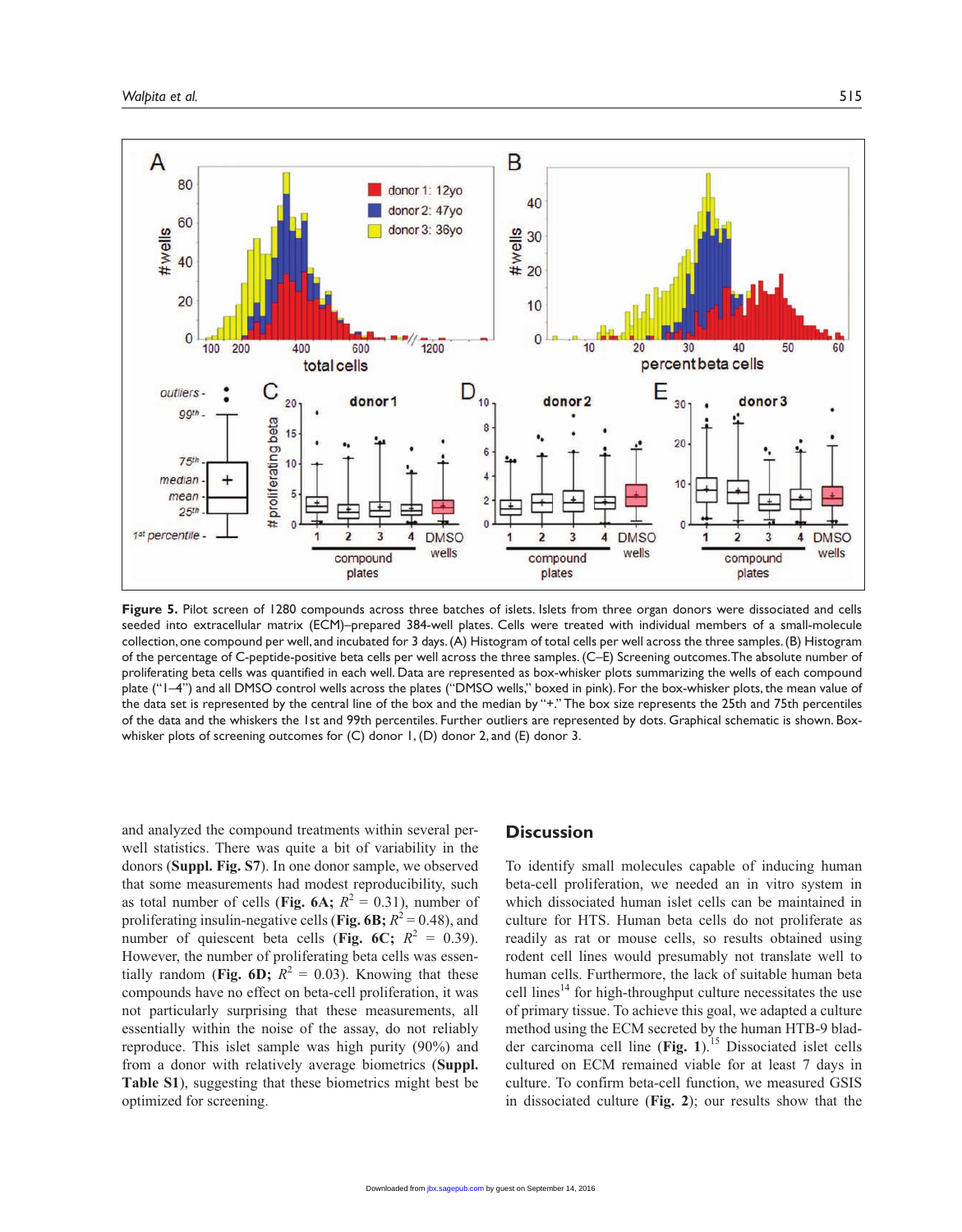**Figure 5.** Pilot screen of 1280 compounds across three batches of islets. Islets from three organ donors were dissociated and cells seeded into extracellular matrix (ECM)–prepared 384-well plates. Cells were treated with individual members of a small-molecule collection, one compound per well, and incubated for 3 days. (A) Histogram of total cells per well across the three samples. (B) Histogram of the percentage of C-peptide-positive beta cells per well across the three samples. (C–E) Screening outcomes. The absolute number of proliferating beta cells was quantified in each well. Data are represented as box-whisker plots summarizing the wells of each compound plate ("1–4") and all DMSO control wells across the plates ("DMSO wells," boxed in pink). For the box-whisker plots, the mean value of the data set is represented by the central line of the box and the median by "+." The box size represents the 25th and 75th percentiles of the data and the whiskers the 1st and 99th percentiles. Further outliers are represented by dots. Graphical schematic is shown. Box-whisker plots of screening outcomes for (C) donor 1, (D) donor 2, and (E) donor 3.

and analyzed the compound treatments within several per-well statistics. There was quite a bit of variability in the donors (**Suppl. Fig. S7**). In one donor sample, we observed that some measurements had modest reproducibility, such as total number of cells (**Fig. 6A;** $R^2$ = 0.31), number of proliferating insulin-negative cells (**Fig. 6B;** $R^2$ = 0.48), and number of quiescent beta cells (**Fig. 6C;** $R^2$ = 0.39). However, the number of proliferating beta cells was essentially random (**Fig. 6D;** $R^2$ = 0.03). Knowing that these compounds have no effect on beta-cell proliferation, it was not particularly surprising that these measurements, all essentially within the noise of the assay, do not reliably reproduce. This islet sample was high purity (90%) and from a donor with relatively average biometrics (**Suppl. Table S1**), suggesting that these biometrics might best be optimized for screening.

## Discussion

To identify small molecules capable of inducing human beta-cell proliferation, we needed an in vitro system in which dissociated human islet cells can be maintained in culture for HTS. Human beta cells do not proliferate as readily as rat or mouse cells, so results obtained using rodent cell lines would presumably not translate well to human cells. Furthermore, the lack of suitable human beta cell lines[14] for high-throughput culture necessitates the use of primary tissue. To achieve this goal, we adapted a culture method using the ECM secreted by the human HTB-9 bladder carcinoma cell line (**Fig. 1**).[15] Dissociated islet cells cultured on ECM remained viable for at least 7 days in culture. To confirm beta-cell function, we measured GSIS in dissociated culture (**Fig. 2**); our results show that the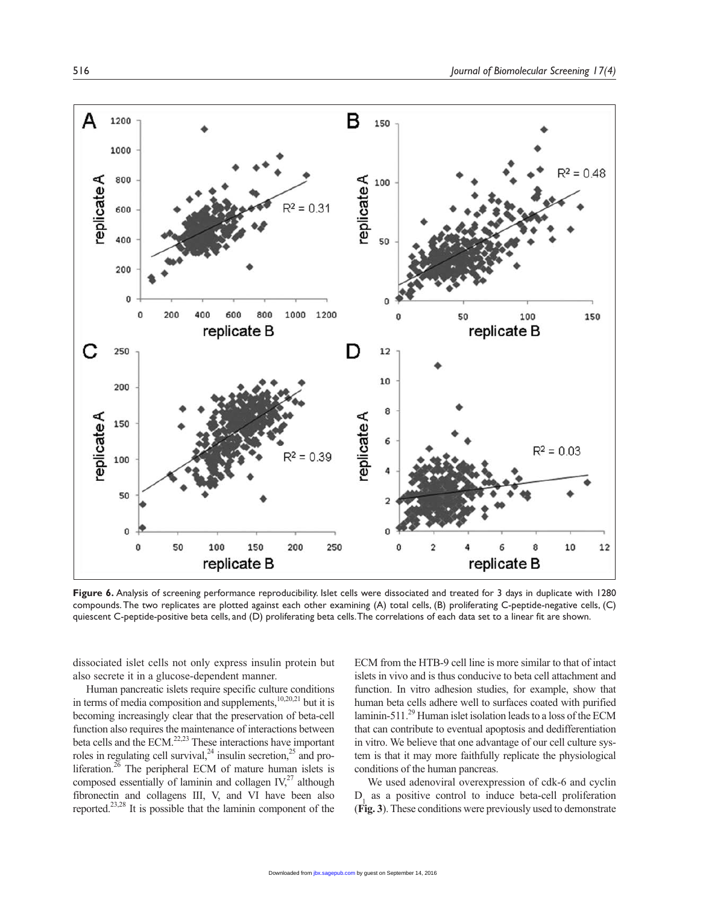**Figure 6.** Analysis of screening performance reproducibility. Islet cells were dissociated and treated for 3 days in duplicate with 1280 compounds. The two replicates are plotted against each other examining (A) total cells, (B) proliferating C-peptide-negative cells, (C) quiescent C-peptide-positive beta cells, and (D) proliferating beta cells. The correlations of each data set to a linear fit are shown.

dissociated islet cells not only express insulin protein but also secrete it in a glucose-dependent manner.

Human pancreatic islets require specific culture conditions in terms of media composition and supplements,[10,20,21] but it is becoming increasingly clear that the preservation of beta-cell function also requires the maintenance of interactions between beta cells and the ECM.[22,23] These interactions have important roles in regulating cell survival,[24] insulin secretion,[25] and proliferation.[26] The peripheral ECM of mature human islets is composed essentially of laminin and collagen IV,[27] although fibronectin and collagens III, V, and VI have been also reported.[23,28] It is possible that the laminin component of the ECM from the HTB-9 cell line is more similar to that of intact islets in vivo and is thus conducive to beta cell attachment and function. In vitro adhesion studies, for example, show that human beta cells adhere well to surfaces coated with purified laminin-511.[29] Human islet isolation leads to a loss of the ECM that can contribute to eventual apoptosis and dedifferentiation in vitro. We believe that one advantage of our cell culture system is that it may more faithfully replicate the physiological conditions of the human pancreas.

We used adenoviral overexpression of cdk-6 and cyclin $D_1$ as a positive control to induce beta-cell proliferation (**Fig. 3**). These conditions were previously used to demonstrate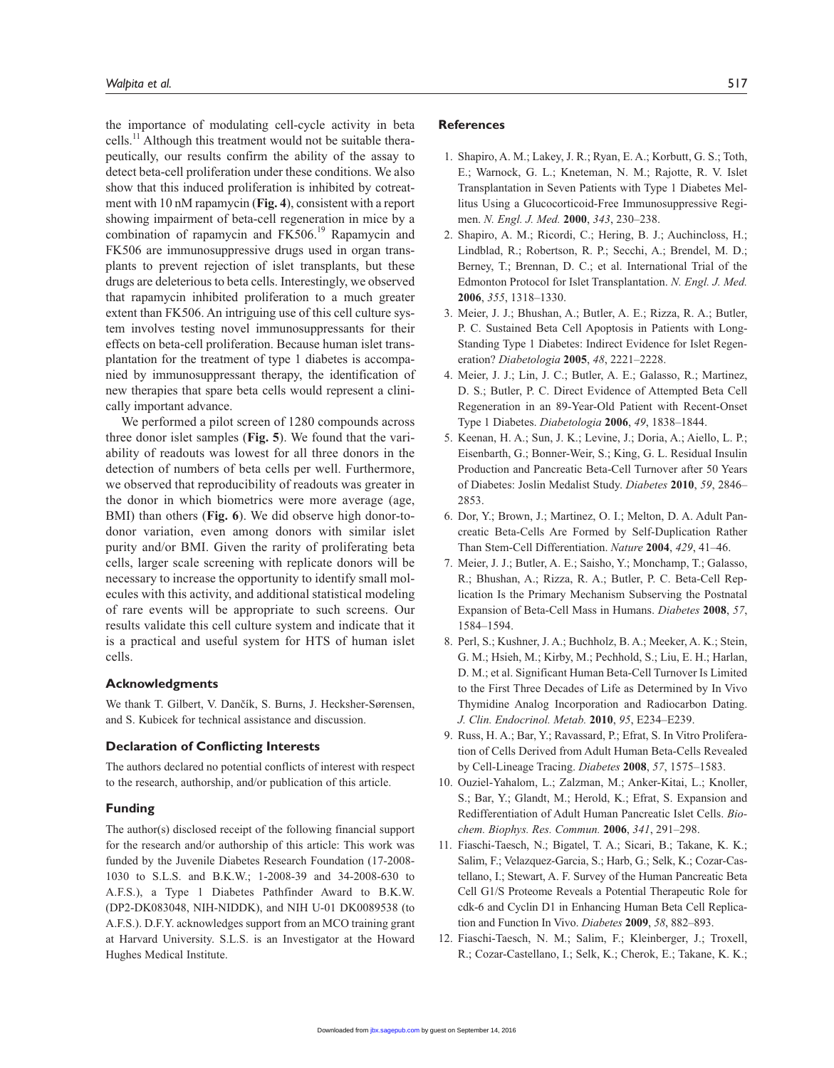the importance of modulating cell-cycle activity in beta cells.[11] Although this treatment would not be suitable therapeutically, our results confirm the ability of the assay to detect beta-cell proliferation under these conditions. We also show that this induced proliferation is inhibited by cotreatment with 10 nM rapamycin (**Fig. 4**), consistent with a report showing impairment of beta-cell regeneration in mice by a combination of rapamycin and FK506.[19] Rapamycin and FK506 are immunosuppressive drugs used in organ transplants to prevent rejection of islet transplants, but these drugs are deleterious to beta cells. Interestingly, we observed that rapamycin inhibited proliferation to a much greater extent than FK506. An intriguing use of this cell culture system involves testing novel immunosuppressants for their effects on beta-cell proliferation. Because human islet transplantation for the treatment of type 1 diabetes is accompanied by immunosuppressant therapy, the identification of new therapies that spare beta cells would represent a clinically important advance.

We performed a pilot screen of 1280 compounds across three donor islet samples (**Fig. 5**). We found that the variability of readouts was lowest for all three donors in the detection of numbers of beta cells per well. Furthermore, we observed that reproducibility of readouts was greater in the donor in which biometrics were more average (age, BMI) than others (**Fig. 6**). We did observe high donor-to-donor variation, even among donors with similar islet purity and/or BMI. Given the rarity of proliferating beta cells, larger scale screening with replicate donors will be necessary to increase the opportunity to identify small molecules with this activity, and additional statistical modeling of rare events will be appropriate to such screens. Our results validate this cell culture system and indicate that it is a practical and useful system for HTS of human islet cells.

## Acknowledgments

We thank T. Gilbert, V. Dančík, S. Burns, J. Hecksher-Sørensen, and S. Kubicek for technical assistance and discussion.

## Declaration of Conflicting Interests

The authors declared no potential conflicts of interest with respect to the research, authorship, and/or publication of this article.

## Funding

The author(s) disclosed receipt of the following financial support for the research and/or authorship of this article: This work was funded by the Juvenile Diabetes Research Foundation (17-2008-1030 to S.L.S. and B.K.W.; 1-2008-39 and 34-2008-630 to A.F.S.), a Type 1 Diabetes Pathfinder Award to B.K.W. (DP2-DK083048, NIH-NIDDK), and NIH U-01 DK0089538 (to A.F.S.). D.F.Y. acknowledges support from an MCO training grant at Harvard University. S.L.S. is an Investigator at the Howard Hughes Medical Institute.

## References

1. Shapiro, A. M.; Lakey, J. R.; Ryan, E. A.; Korbutt, G. S.; Toth, E.; Warnock, G. L.; Kneteman, N. M.; Rajotte, R. V. Islet Transplantation in Seven Patients with Type 1 Diabetes Mellitus Using a Glucocorticoid-Free Immunosuppressive Regimen. *N. Engl. J. Med.* **2000**, *343*, 230–238.
2. Shapiro, A. M.; Ricordi, C.; Hering, B. J.; Auchincloss, H.; Lindblad, R.; Robertson, R. P.; Secchi, A.; Brendel, M. D.; Berney, T.; Brennan, D. C.; et al. International Trial of the Edmonton Protocol for Islet Transplantation. *N. Engl. J. Med.* **2006**, *355*, 1318–1330.
3. Meier, J. J.; Bhushan, A.; Butler, A. E.; Rizza, R. A.; Butler, P. C. Sustained Beta Cell Apoptosis in Patients with Long-Standing Type 1 Diabetes: Indirect Evidence for Islet Regeneration? *Diabetologia* **2005**, *48*, 2221–2228.
4. Meier, J. J.; Lin, J. C.; Butler, A. E.; Galasso, R.; Martinez, D. S.; Butler, P. C. Direct Evidence of Attempted Beta Cell Regeneration in an 89-Year-Old Patient with Recent-Onset Type 1 Diabetes. *Diabetologia* **2006**, *49*, 1838–1844.
5. Keenan, H. A.; Sun, J. K.; Levine, J.; Doria, A.; Aiello, L. P.; Eisenbarth, G.; Bonner-Weir, S.; King, G. L. Residual Insulin Production and Pancreatic Beta-Cell Turnover after 50 Years of Diabetes: Joslin Medalist Study. *Diabetes* **2010**, *59*, 2846–2853.
6. Dor, Y.; Brown, J.; Martinez, O. I.; Melton, D. A. Adult Pancreatic Beta-Cells Are Formed by Self-Duplication Rather Than Stem-Cell Differentiation. *Nature* **2004**, *429*, 41–46.
7. Meier, J. J.; Butler, A. E.; Saisho, Y.; Monchamp, T.; Galasso, R.; Bhushan, A.; Rizza, R. A.; Butler, P. C. Beta-Cell Replication Is the Primary Mechanism Subserving the Postnatal Expansion of Beta-Cell Mass in Humans. *Diabetes* **2008**, *57*, 1584–1594.
8. Perl, S.; Kushner, J. A.; Buchholz, B. A.; Meeker, A. K.; Stein, G. M.; Hsieh, M.; Kirby, M.; Pechhold, S.; Liu, E. H.; Harlan, D. M.; et al. Significant Human Beta-Cell Turnover Is Limited to the First Three Decades of Life as Determined by In Vivo Thymidine Analog Incorporation and Radiocarbon Dating. *J. Clin. Endocrinol. Metab.* **2010**, *95*, E234–E239.
9. Russ, H. A.; Bar, Y.; Ravassard, P.; Efrat, S. In Vitro Proliferation of Cells Derived from Adult Human Beta-Cells Revealed by Cell-Lineage Tracing. *Diabetes* **2008**, *57*, 1575–1583.
10. Ouziel-Yahalom, L.; Zalzman, M.; Anker-Kitai, L.; Knoller, S.; Bar, Y.; Glandt, M.; Herold, K.; Efrat, S. Expansion and Redifferentiation of Adult Human Pancreatic Islet Cells. *Biochem. Biophys. Res. Commun.* **2006**, *341*, 291–298.
11. Fiaschi-Taesch, N.; Bigatel, T. A.; Sicari, B.; Takane, K. K.; Salim, F.; Velazquez-Garcia, S.; Harb, G.; Selk, K.; Cozar-Castellano, I.; Stewart, A. F. Survey of the Human Pancreatic Beta Cell G1/S Proteome Reveals a Potential Therapeutic Role for cdk-6 and Cyclin D1 in Enhancing Human Beta Cell Replication and Function In Vivo. *Diabetes* **2009**, *58*, 882–893.
12. Fiaschi-Taesch, N. M.; Salim, F.; Kleinberger, J.; Troxell, R.; Cozar-Castellano, I.; Selk, K.; Cherok, E.; Takane, K. K.;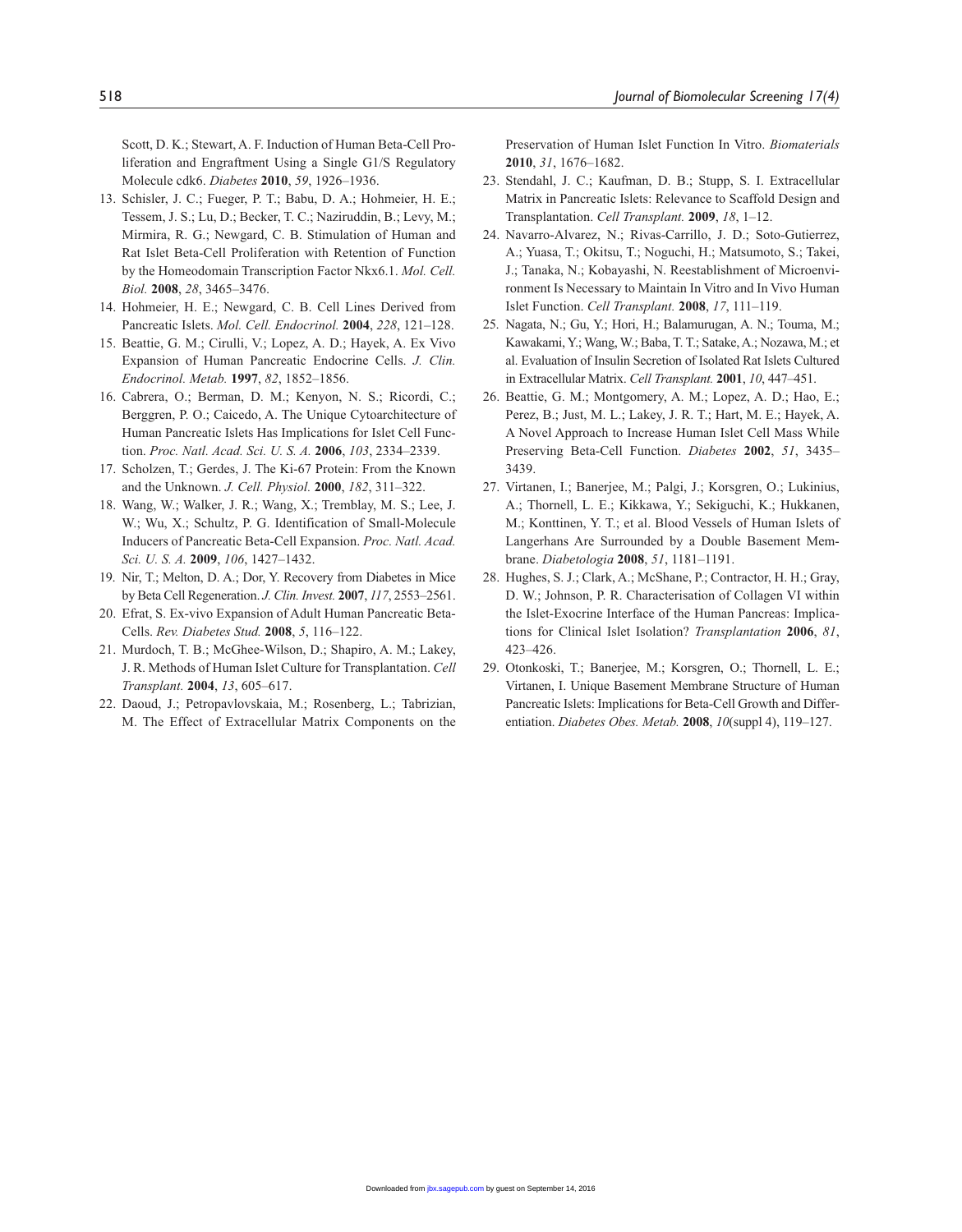Scott, D. K.; Stewart, A. F. Induction of Human Beta-Cell Proliferation and Engraftment Using a Single G1/S Regulatory Molecule cdk6. *Diabetes* **2010**, *59*, 1926–1936.

13. Schisler, J. C.; Fueger, P. T.; Babu, D. A.; Hohmeier, H. E.; Tessem, J. S.; Lu, D.; Becker, T. C.; Naziruddin, B.; Levy, M.; Mirmira, R. G.; Newgard, C. B. Stimulation of Human and Rat Islet Beta-Cell Proliferation with Retention of Function by the Homeodomain Transcription Factor Nkx6.1. *Mol. Cell. Biol.* **2008**, *28*, 3465–3476.
14. Hohmeier, H. E.; Newgard, C. B. Cell Lines Derived from Pancreatic Islets. *Mol. Cell. Endocrinol.* **2004**, *228*, 121–128.
15. Beattie, G. M.; Cirulli, V.; Lopez, A. D.; Hayek, A. Ex Vivo Expansion of Human Pancreatic Endocrine Cells. *J. Clin. Endocrinol. Metab.* **1997**, *82*, 1852–1856.
16. Cabrera, O.; Berman, D. M.; Kenyon, N. S.; Ricordi, C.; Berggren, P. O.; Caicedo, A. The Unique Cytoarchitecture of Human Pancreatic Islets Has Implications for Islet Cell Function. *Proc. Natl. Acad. Sci. U. S. A.* **2006**, *103*, 2334–2339.
17. Scholzen, T.; Gerdes, J. The Ki-67 Protein: From the Known and the Unknown. *J. Cell. Physiol.* **2000**, *182*, 311–322.
18. Wang, W.; Walker, J. R.; Wang, X.; Tremblay, M. S.; Lee, J. W.; Wu, X.; Schultz, P. G. Identification of Small-Molecule Inducers of Pancreatic Beta-Cell Expansion. *Proc. Natl. Acad. Sci. U. S. A.* **2009**, *106*, 1427–1432.
19. Nir, T.; Melton, D. A.; Dor, Y. Recovery from Diabetes in Mice by Beta Cell Regeneration. *J. Clin. Invest.* **2007**, *117*, 2553–2561.
20. Efrat, S. Ex-vivo Expansion of Adult Human Pancreatic Beta-Cells. *Rev. Diabetes Stud.* **2008**, *5*, 116–122.
21. Murdoch, T. B.; McGhee-Wilson, D.; Shapiro, A. M.; Lakey, J. R. Methods of Human Islet Culture for Transplantation. *Cell Transplant.* **2004**, *13*, 605–617.
22. Daoud, J.; Petropavlovskaia, M.; Rosenberg, L.; Tabrizian, M. The Effect of Extracellular Matrix Components on the Preservation of Human Islet Function In Vitro. *Biomaterials* **2010**, *31*, 1676–1682.
23. Stendahl, J. C.; Kaufman, D. B.; Stupp, S. I. Extracellular Matrix in Pancreatic Islets: Relevance to Scaffold Design and Transplantation. *Cell Transplant.* **2009**, *18*, 1–12.
24. Navarro-Alvarez, N.; Rivas-Carrillo, J. D.; Soto-Gutierrez, A.; Yuasa, T.; Okitsu, T.; Noguchi, H.; Matsumoto, S.; Takei, J.; Tanaka, N.; Kobayashi, N. Reestablishment of Microenvironment Is Necessary to Maintain In Vitro and In Vivo Human Islet Function. *Cell Transplant.* **2008**, *17*, 111–119.
25. Nagata, N.; Gu, Y.; Hori, H.; Balamurugan, A. N.; Touma, M.; Kawakami, Y.; Wang, W.; Baba, T. T.; Satake, A.; Nozawa, M.; et al. Evaluation of Insulin Secretion of Isolated Rat Islets Cultured in Extracellular Matrix. *Cell Transplant.* **2001**, *10*, 447–451.
26. Beattie, G. M.; Montgomery, A. M.; Lopez, A. D.; Hao, E.; Perez, B.; Just, M. L.; Lakey, J. R. T.; Hart, M. E.; Hayek, A. A Novel Approach to Increase Human Islet Cell Mass While Preserving Beta-Cell Function. *Diabetes* **2002**, *51*, 3435–3439.
27. Virtanen, I.; Banerjee, M.; Palgi, J.; Korsgren, O.; Lukinius, A.; Thornell, L. E.; Kikkawa, Y.; Sekiguchi, K.; Hukkanen, M.; Konttinen, Y. T.; et al. Blood Vessels of Human Islets of Langerhans Are Surrounded by a Double Basement Membrane. *Diabetologia* **2008**, *51*, 1181–1191.
28. Hughes, S. J.; Clark, A.; McShane, P.; Contractor, H. H.; Gray, D. W.; Johnson, P. R. Characterisation of Collagen VI within the Islet-Exocrine Interface of the Human Pancreas: Implications for Clinical Islet Isolation? *Transplantation* **2006**, *81*, 423–426.
29. Otonkoski, T.; Banerjee, M.; Korsgren, O.; Thornell, L. E.; Virtanen, I. Unique Basement Membrane Structure of Human Pancreatic Islets: Implications for Beta-Cell Growth and Differentiation. *Diabetes Obes. Metab.* **2008**, *10*(suppl 4), 119–127.